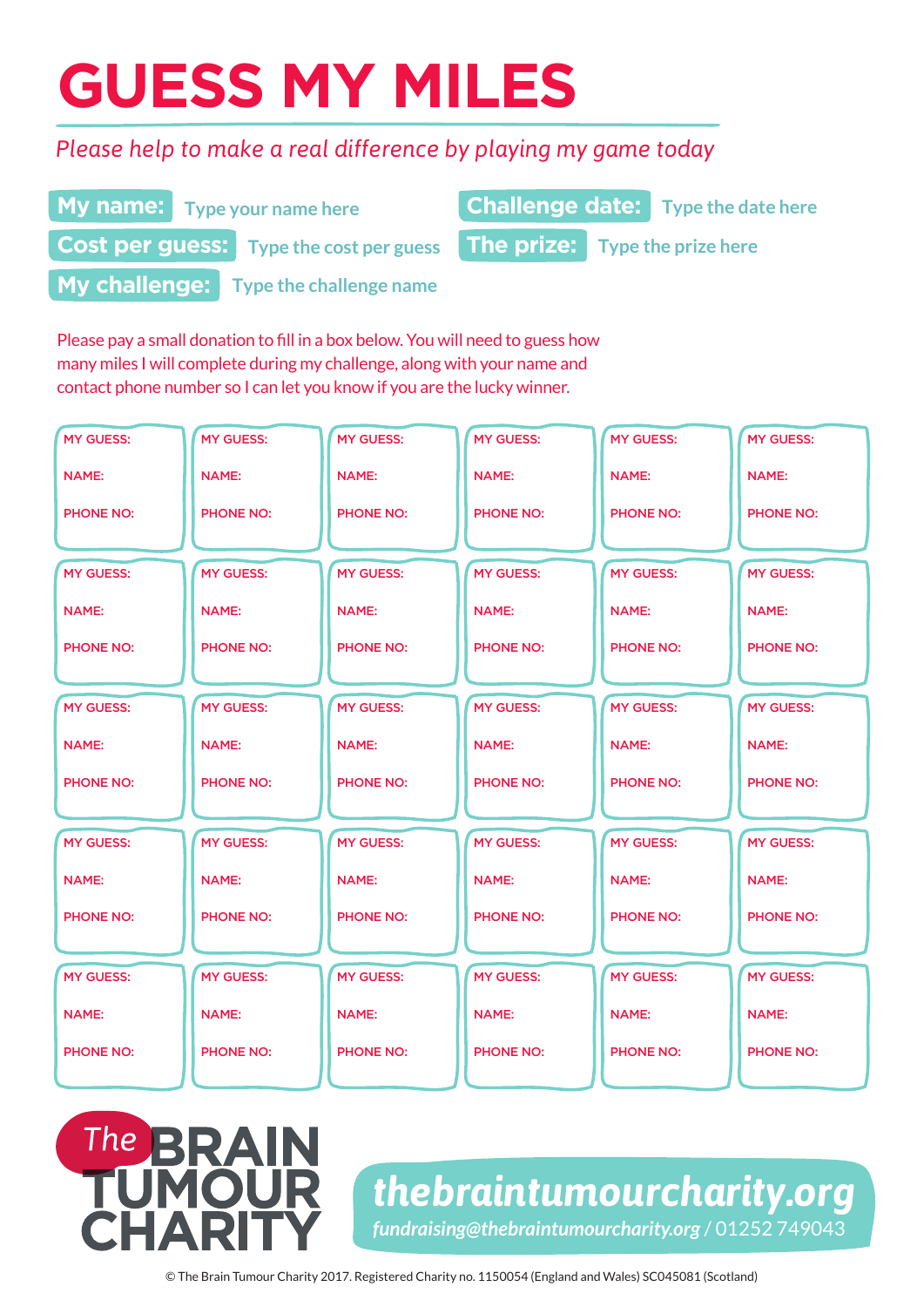# GUESS MY MILES

*Please help to make a real difference by playing my game today*

**My name:** Type your name here

**Challenge date:** Type the date here

**Cost per guess:** Type the cost per guess

**The prize:** Type the prize here

**My challenge:** Type the challenge name

Please pay a small donation to fill in a box below. You will need to guess how many miles I will complete during my challenge, along with your name and contact phone number so I can let you know if you are the lucky winner.

| | | | | | |
|---|---|---|---|---|---|
| MY GUESS:<br>NAME:<br>PHONE NO: | MY GUESS:<br>NAME:<br>PHONE NO: | MY GUESS:<br>NAME:<br>PHONE NO: | MY GUESS:<br>NAME:<br>PHONE NO: | MY GUESS:<br>NAME:<br>PHONE NO: | MY GUESS:<br>NAME:<br>PHONE NO: |
| MY GUESS:<br>NAME:<br>PHONE NO: | MY GUESS:<br>NAME:<br>PHONE NO: | MY GUESS:<br>NAME:<br>PHONE NO: | MY GUESS:<br>NAME:<br>PHONE NO: | MY GUESS:<br>NAME:<br>PHONE NO: | MY GUESS:<br>NAME:<br>PHONE NO: |
| MY GUESS:<br>NAME:<br>PHONE NO: | MY GUESS:<br>NAME:<br>PHONE NO: | MY GUESS:<br>NAME:<br>PHONE NO: | MY GUESS:<br>NAME:<br>PHONE NO: | MY GUESS:<br>NAME:<br>PHONE NO: | MY GUESS:<br>NAME:<br>PHONE NO: |
| MY GUESS:<br>NAME:<br>PHONE NO: | MY GUESS:<br>NAME:<br>PHONE NO: | MY GUESS:<br>NAME:<br>PHONE NO: | MY GUESS:<br>NAME:<br>PHONE NO: | MY GUESS:<br>NAME:<br>PHONE NO: | MY GUESS:<br>NAME:<br>PHONE NO: |
| MY GUESS:<br>NAME:<br>PHONE NO: | MY GUESS:<br>NAME:<br>PHONE NO: | MY GUESS:<br>NAME:<br>PHONE NO: | MY GUESS:<br>NAME:<br>PHONE NO: | MY GUESS:<br>NAME:<br>PHONE NO: | MY GUESS:<br>NAME:<br>PHONE NO: |

The BRAIN TUMOUR CHARITY

***thebraintumourcharity.org***

*fundraising@thebraintumourcharity.org* / 01252 749043

© The Brain Tumour Charity 2017. Registered Charity no. 1150054 (England and Wales) SC045081 (Scotland)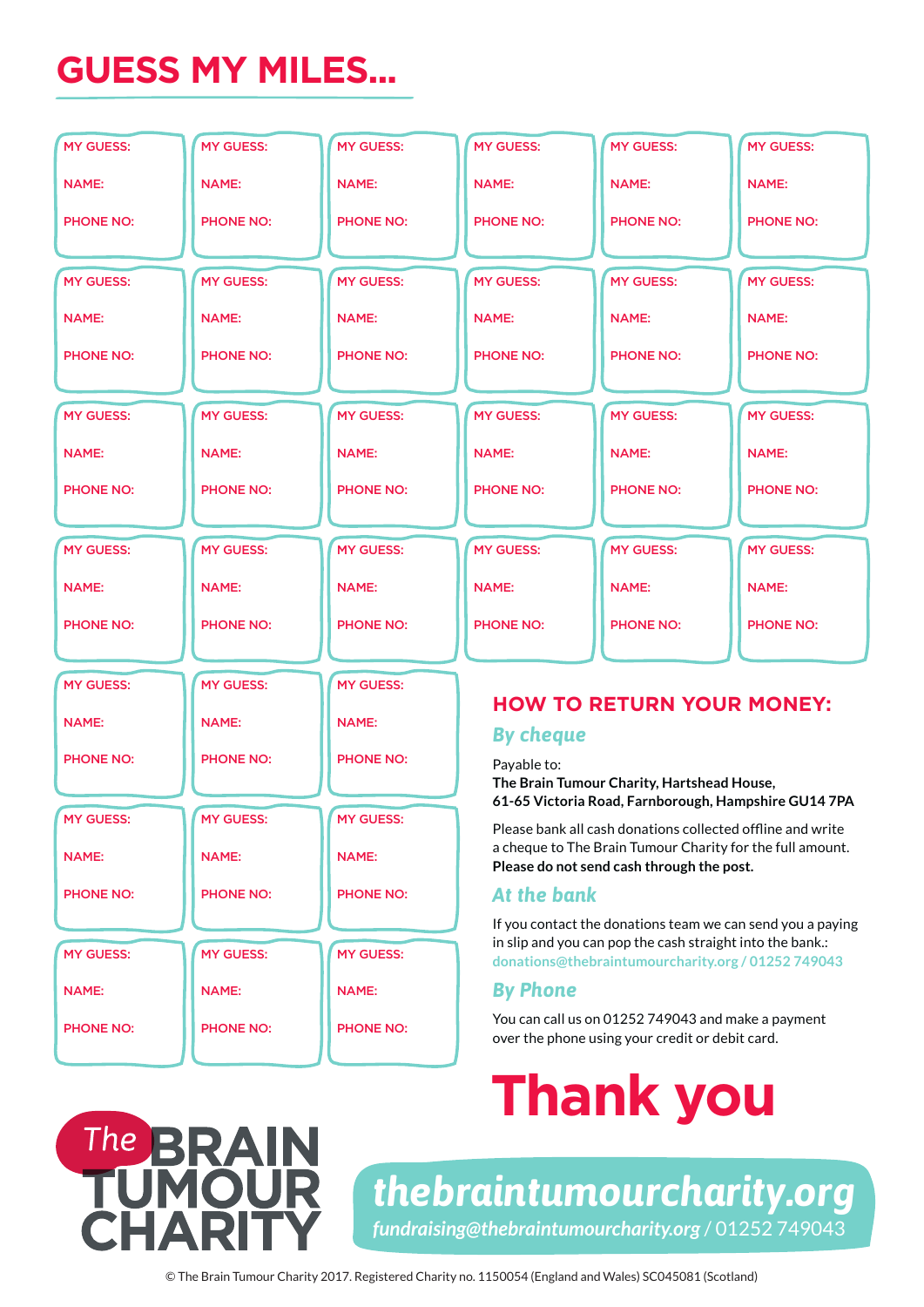# GUESS MY MILES...

| | | | | | |
|---|---|---|---|---|---|
| MY GUESS:<br>NAME:<br>PHONE NO: | MY GUESS:<br>NAME:<br>PHONE NO: | MY GUESS:<br>NAME:<br>PHONE NO: | MY GUESS:<br>NAME:<br>PHONE NO: | MY GUESS:<br>NAME:<br>PHONE NO: | MY GUESS:<br>NAME:<br>PHONE NO: |
| MY GUESS:<br>NAME:<br>PHONE NO: | MY GUESS:<br>NAME:<br>PHONE NO: | MY GUESS:<br>NAME:<br>PHONE NO: | MY GUESS:<br>NAME:<br>PHONE NO: | MY GUESS:<br>NAME:<br>PHONE NO: | MY GUESS:<br>NAME:<br>PHONE NO: |
| MY GUESS:<br>NAME:<br>PHONE NO: | MY GUESS:<br>NAME:<br>PHONE NO: | MY GUESS:<br>NAME:<br>PHONE NO: | MY GUESS:<br>NAME:<br>PHONE NO: | MY GUESS:<br>NAME:<br>PHONE NO: | MY GUESS:<br>NAME:<br>PHONE NO: |
| MY GUESS:<br>NAME:<br>PHONE NO: | MY GUESS:<br>NAME:<br>PHONE NO: | MY GUESS:<br>NAME:<br>PHONE NO: | MY GUESS:<br>NAME:<br>PHONE NO: | MY GUESS:<br>NAME:<br>PHONE NO: | MY GUESS:<br>NAME:<br>PHONE NO: |
| MY GUESS:<br>NAME:<br>PHONE NO: | MY GUESS:<br>NAME:<br>PHONE NO: | MY GUESS:<br>NAME:<br>PHONE NO: | | | |
| MY GUESS:<br>NAME:<br>PHONE NO: | MY GUESS:<br>NAME:<br>PHONE NO: | MY GUESS:<br>NAME:<br>PHONE NO: | | | |
| MY GUESS:<br>NAME:<br>PHONE NO: | MY GUESS:<br>NAME:<br>PHONE NO: | MY GUESS:<br>NAME:<br>PHONE NO: | | | |

## HOW TO RETURN YOUR MONEY:

### *By cheque*

Payable to:
**The Brain Tumour Charity, Hartshead House,**
**61-65 Victoria Road, Farnborough, Hampshire GU14 7PA**

Please bank all cash donations collected offline and write a cheque to The Brain Tumour Charity for the full amount. **Please do not send cash through the post.**

### *At the bank*

If you contact the donations team we can send you a paying in slip and you can pop the cash straight into the bank.: donations@thebraintumourcharity.org / 01252 749043

### *By Phone*

You can call us on 01252 749043 and make a payment over the phone using your credit or debit card.

# Thank you

The BRAIN TUMOUR CHARITY

***thebraintumourcharity.org***
*fundraising@thebraintumourcharity.org* / 01252 749043

© The Brain Tumour Charity 2017. Registered Charity no. 1150054 (England and Wales) SC045081 (Scotland)